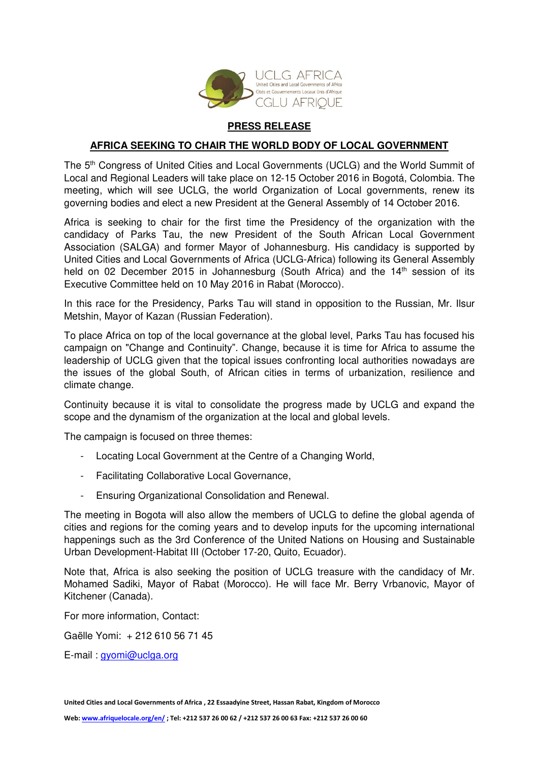UCLG AFRICA
United Cities and Local Governments of Africa
Cités et Gouvernements Locaux Unis d'Afrique
CGLU AFRIQUE

**PRESS RELEASE**

**AFRICA SEEKING TO CHAIR THE WORLD BODY OF LOCAL GOVERNMENT**

The 5th Congress of United Cities and Local Governments (UCLG) and the World Summit of Local and Regional Leaders will take place on 12-15 October 2016 in Bogotá, Colombia. The meeting, which will see UCLG, the world Organization of Local governments, renew its governing bodies and elect a new President at the General Assembly of 14 October 2016.

Africa is seeking to chair for the first time the Presidency of the organization with the candidacy of Parks Tau, the new President of the South African Local Government Association (SALGA) and former Mayor of Johannesburg. His candidacy is supported by United Cities and Local Governments of Africa (UCLG-Africa) following its General Assembly held on 02 December 2015 in Johannesburg (South Africa) and the 14th session of its Executive Committee held on 10 May 2016 in Rabat (Morocco).

In this race for the Presidency, Parks Tau will stand in opposition to the Russian, Mr. Ilsur Metshin, Mayor of Kazan (Russian Federation).

To place Africa on top of the local governance at the global level, Parks Tau has focused his campaign on "Change and Continuity". Change, because it is time for Africa to assume the leadership of UCLG given that the topical issues confronting local authorities nowadays are the issues of the global South, of African cities in terms of urbanization, resilience and climate change.

Continuity because it is vital to consolidate the progress made by UCLG and expand the scope and the dynamism of the organization at the local and global levels.

The campaign is focused on three themes:

- Locating Local Government at the Centre of a Changing World,
- Facilitating Collaborative Local Governance,
- Ensuring Organizational Consolidation and Renewal.

The meeting in Bogota will also allow the members of UCLG to define the global agenda of cities and regions for the coming years and to develop inputs for the upcoming international happenings such as the 3rd Conference of the United Nations on Housing and Sustainable Urban Development-Habitat III (October 17-20, Quito, Ecuador).

Note that, Africa is also seeking the position of UCLG treasure with the candidacy of Mr. Mohamed Sadiki, Mayor of Rabat (Morocco). He will face Mr. Berry Vrbanovic, Mayor of Kitchener (Canada).

For more information, Contact:

Gaëlle Yomi: + 212 610 56 71 45

E-mail : gyomi@uclga.org

**United Cities and Local Governments of Africa , 22 Essaadyine Street, Hassan Rabat, Kingdom of Morocco**

**Web: www.afriquelocale.org/en/ ; Tel: +212 537 26 00 62 / +212 537 26 00 63 Fax: +212 537 26 00 60**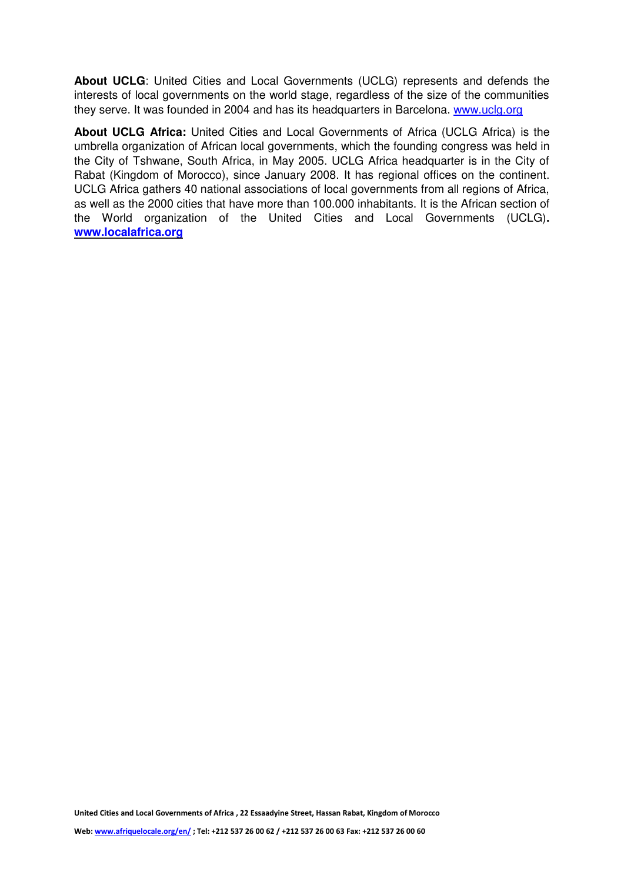**About UCLG**: United Cities and Local Governments (UCLG) represents and defends the interests of local governments on the world stage, regardless of the size of the communities they serve. It was founded in 2004 and has its headquarters in Barcelona. www.uclg.org

**About UCLG Africa:** United Cities and Local Governments of Africa (UCLG Africa) is the umbrella organization of African local governments, which the founding congress was held in the City of Tshwane, South Africa, in May 2005. UCLG Africa headquarter is in the City of Rabat (Kingdom of Morocco), since January 2008. It has regional offices on the continent. UCLG Africa gathers 40 national associations of local governments from all regions of Africa, as well as the 2000 cities that have more than 100.000 inhabitants. It is the African section of the World organization of the United Cities and Local Governments (UCLG)**.** **www.localafrica.org**

**United Cities and Local Governments of Africa , 22 Essaadyine Street, Hassan Rabat, Kingdom of Morocco**

**Web: www.afriquelocale.org/en/ ; Tel: +212 537 26 00 62 / +212 537 26 00 63 Fax: +212 537 26 00 60**